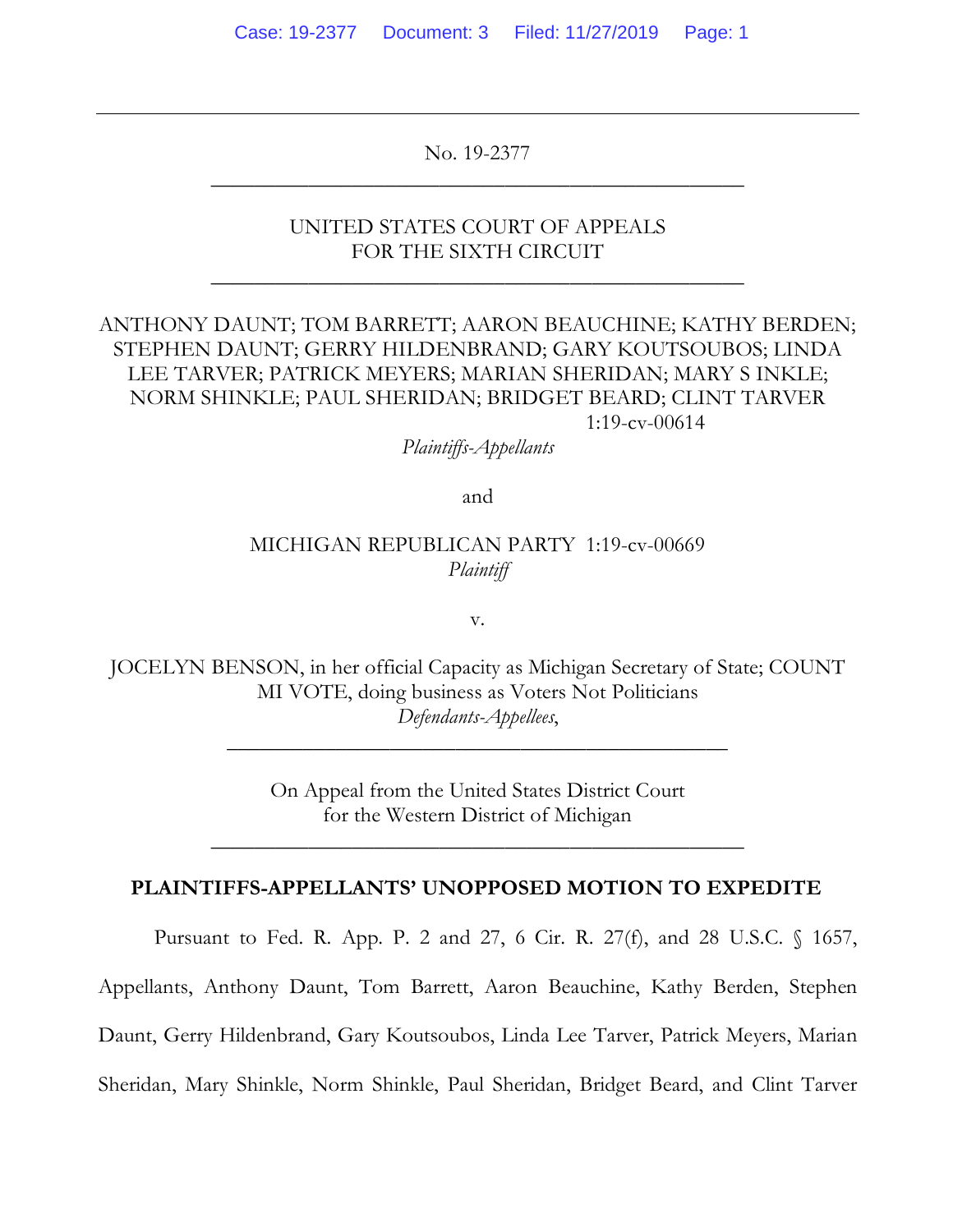No. 19-2377

UNITED STATES COURT OF APPEALS
FOR THE SIXTH CIRCUIT

ANTHONY DAUNT; TOM BARRETT; AARON BEAUCHINE; KATHY BERDEN; STEPHEN DAUNT; GERRY HILDENBRAND; GARY KOUTSOUBOS; LINDA LEE TARVER; PATRICK MEYERS; MARIAN SHERIDAN; MARY S INKLE; NORM SHINKLE; PAUL SHERIDAN; BRIDGET BEARD; CLINT TARVER 1:19-cv-00614

*Plaintiffs-Appellants*

and

MICHIGAN REPUBLICAN PARTY 1:19-cv-00669
*Plaintiff*

v.

JOCELYN BENSON, in her official Capacity as Michigan Secretary of State; COUNT MI VOTE, doing business as Voters Not Politicians
*Defendants-Appellees*,

On Appeal from the United States District Court
for the Western District of Michigan

**PLAINTIFFS-APPELLANTS' UNOPPOSED MOTION TO EXPEDITE**

Pursuant to Fed. R. App. P. 2 and 27, 6 Cir. R. 27(f), and 28 U.S.C. § 1657, Appellants, Anthony Daunt, Tom Barrett, Aaron Beauchine, Kathy Berden, Stephen Daunt, Gerry Hildenbrand, Gary Koutsoubos, Linda Lee Tarver, Patrick Meyers, Marian Sheridan, Mary Shinkle, Norm Shinkle, Paul Sheridan, Bridget Beard, and Clint Tarver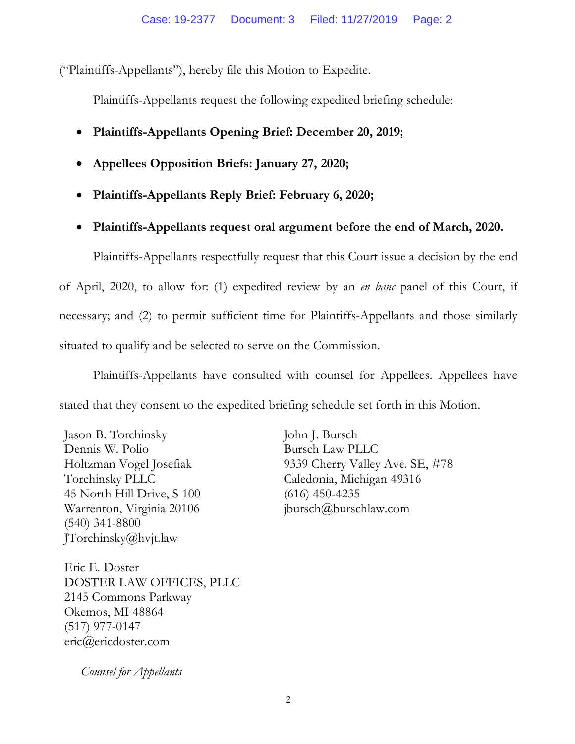("Plaintiffs-Appellants"), hereby file this Motion to Expedite.

Plaintiffs-Appellants request the following expedited briefing schedule:

- **Plaintiffs-Appellants Opening Brief: December 20, 2019;**
- **Appellees Opposition Briefs: January 27, 2020;**
- **Plaintiffs-Appellants Reply Brief: February 6, 2020;**
- **Plaintiffs-Appellants request oral argument before the end of March, 2020.**

Plaintiffs-Appellants respectfully request that this Court issue a decision by the end of April, 2020, to allow for: (1) expedited review by an *en banc* panel of this Court, if necessary; and (2) to permit sufficient time for Plaintiffs-Appellants and those similarly situated to qualify and be selected to serve on the Commission.

Plaintiffs-Appellants have consulted with counsel for Appellees. Appellees have stated that they consent to the expedited briefing schedule set forth in this Motion.

Jason B. Torchinsky
Dennis W. Polio
Holtzman Vogel Josefiak
Torchinsky PLLC
45 North Hill Drive, S 100
Warrenton, Virginia 20106
(540) 341-8800
JTorchinsky@hvjt.law

Eric E. Doster
DOSTER LAW OFFICES, PLLC
2145 Commons Parkway
Okemos, MI 48864
(517) 977-0147
eric@ericdoster.com

*Counsel for Appellants*

John J. Bursch
Bursch Law PLLC
9339 Cherry Valley Ave. SE, #78
Caledonia, Michigan 49316
(616) 450-4235
jbursch@burschlaw.com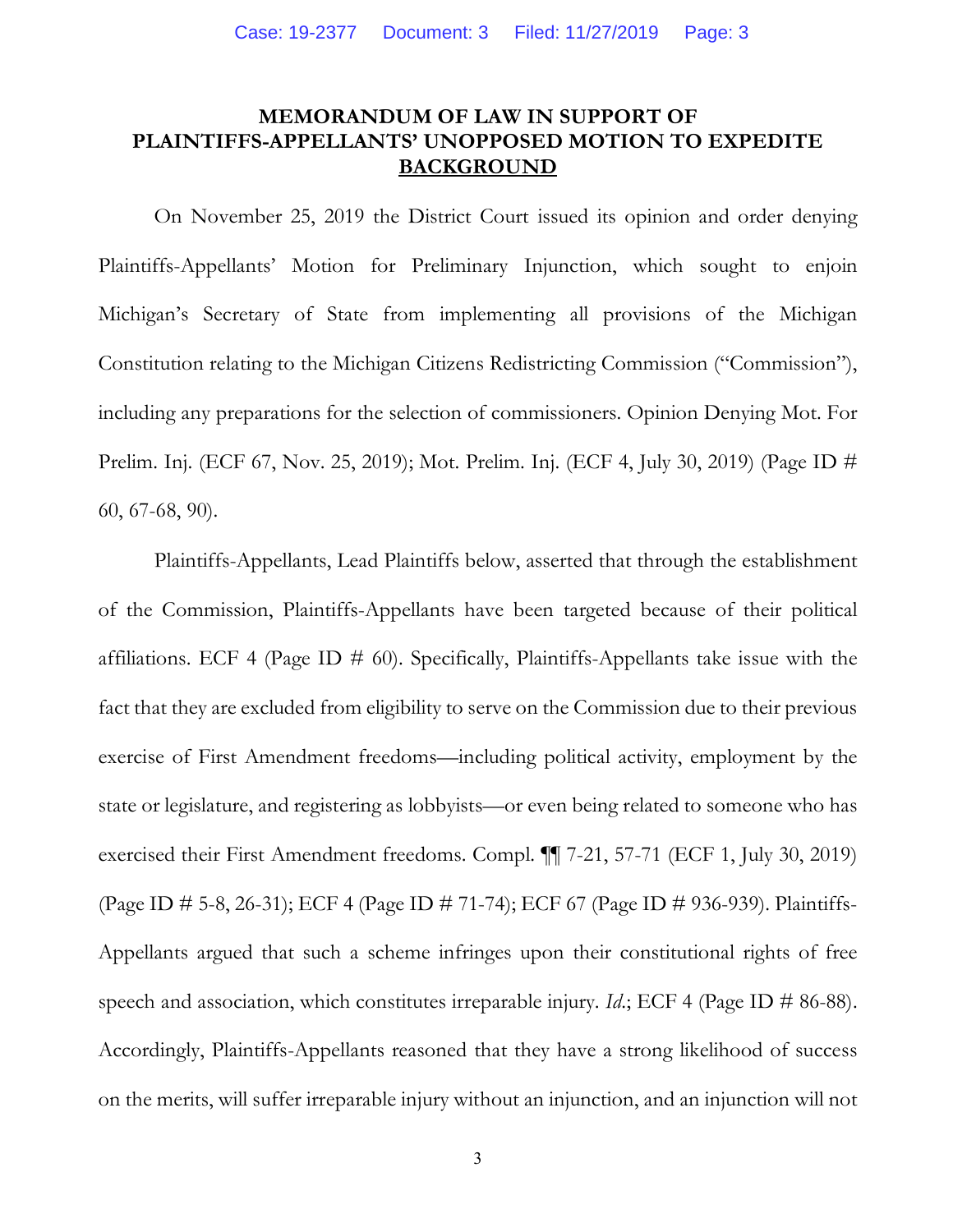**MEMORANDUM OF LAW IN SUPPORT OF PLAINTIFFS-APPELLANTS' UNOPPOSED MOTION TO EXPEDITE**

**BACKGROUND**

On November 25, 2019 the District Court issued its opinion and order denying Plaintiffs-Appellants' Motion for Preliminary Injunction, which sought to enjoin Michigan's Secretary of State from implementing all provisions of the Michigan Constitution relating to the Michigan Citizens Redistricting Commission ("Commission"), including any preparations for the selection of commissioners. Opinion Denying Mot. For Prelim. Inj. (ECF 67, Nov. 25, 2019); Mot. Prelim. Inj. (ECF 4, July 30, 2019) (Page ID # 60, 67-68, 90).

Plaintiffs-Appellants, Lead Plaintiffs below, asserted that through the establishment of the Commission, Plaintiffs-Appellants have been targeted because of their political affiliations. ECF 4 (Page ID # 60). Specifically, Plaintiffs-Appellants take issue with the fact that they are excluded from eligibility to serve on the Commission due to their previous exercise of First Amendment freedoms—including political activity, employment by the state or legislature, and registering as lobbyists—or even being related to someone who has exercised their First Amendment freedoms. Compl. ¶¶ 7-21, 57-71 (ECF 1, July 30, 2019) (Page ID # 5-8, 26-31); ECF 4 (Page ID # 71-74); ECF 67 (Page ID # 936-939). Plaintiffs-Appellants argued that such a scheme infringes upon their constitutional rights of free speech and association, which constitutes irreparable injury. *Id.*; ECF 4 (Page ID # 86-88). Accordingly, Plaintiffs-Appellants reasoned that they have a strong likelihood of success on the merits, will suffer irreparable injury without an injunction, and an injunction will not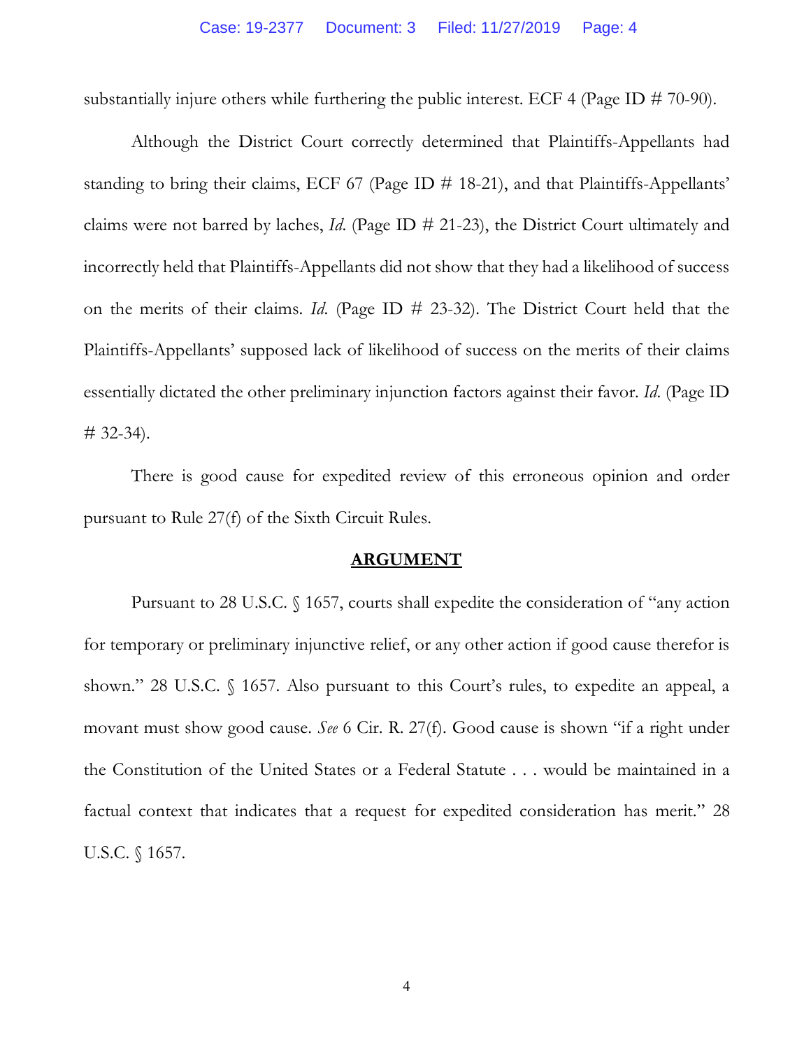substantially injure others while furthering the public interest. ECF 4 (Page ID # 70-90).

Although the District Court correctly determined that Plaintiffs-Appellants had standing to bring their claims, ECF 67 (Page ID # 18-21), and that Plaintiffs-Appellants' claims were not barred by laches, *Id.* (Page ID # 21-23), the District Court ultimately and incorrectly held that Plaintiffs-Appellants did not show that they had a likelihood of success on the merits of their claims. *Id.* (Page ID # 23-32). The District Court held that the Plaintiffs-Appellants' supposed lack of likelihood of success on the merits of their claims essentially dictated the other preliminary injunction factors against their favor. *Id.* (Page ID # 32-34).

There is good cause for expedited review of this erroneous opinion and order pursuant to Rule 27(f) of the Sixth Circuit Rules.

## ARGUMENT

Pursuant to 28 U.S.C. § 1657, courts shall expedite the consideration of "any action for temporary or preliminary injunctive relief, or any other action if good cause therefor is shown." 28 U.S.C. § 1657. Also pursuant to this Court's rules, to expedite an appeal, a movant must show good cause. *See* 6 Cir. R. 27(f). Good cause is shown "if a right under the Constitution of the United States or a Federal Statute . . . would be maintained in a factual context that indicates that a request for expedited consideration has merit." 28 U.S.C. § 1657.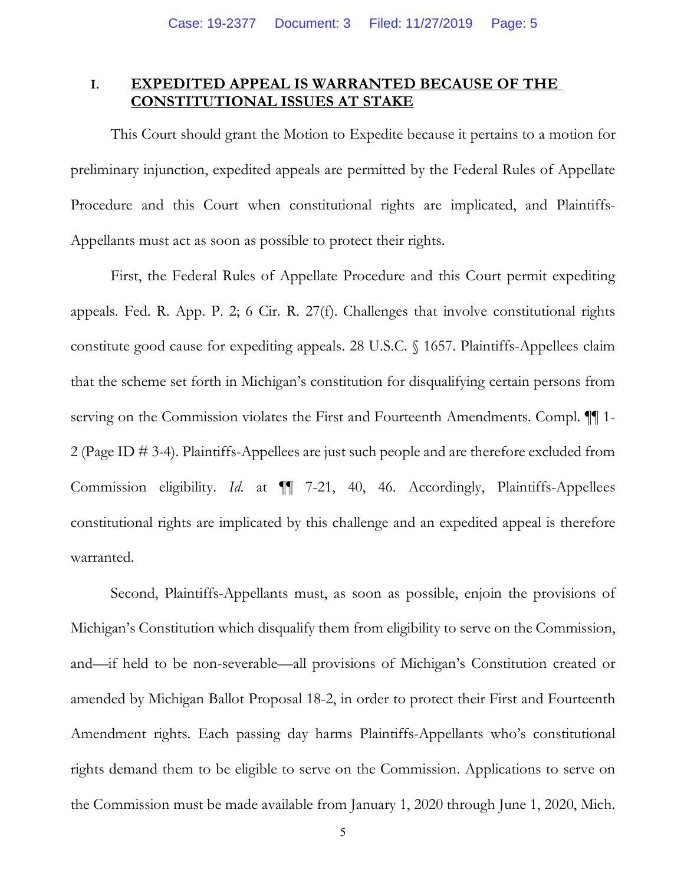## I. <u>EXPEDITED APPEAL IS WARRANTED BECAUSE OF THE CONSTITUTIONAL ISSUES AT STAKE</u>

This Court should grant the Motion to Expedite because it pertains to a motion for preliminary injunction, expedited appeals are permitted by the Federal Rules of Appellate Procedure and this Court when constitutional rights are implicated, and Plaintiffs-Appellants must act as soon as possible to protect their rights.

First, the Federal Rules of Appellate Procedure and this Court permit expediting appeals. Fed. R. App. P. 2; 6 Cir. R. 27(f). Challenges that involve constitutional rights constitute good cause for expediting appeals. 28 U.S.C. § 1657. Plaintiffs-Appellees claim that the scheme set forth in Michigan's constitution for disqualifying certain persons from serving on the Commission violates the First and Fourteenth Amendments. Compl. ¶¶ 1-2 (Page ID # 3-4). Plaintiffs-Appellees are just such people and are therefore excluded from Commission eligibility. *Id.* at ¶¶ 7-21, 40, 46. Accordingly, Plaintiffs-Appellees constitutional rights are implicated by this challenge and an expedited appeal is therefore warranted.

Second, Plaintiffs-Appellants must, as soon as possible, enjoin the provisions of Michigan's Constitution which disqualify them from eligibility to serve on the Commission, and—if held to be non-severable—all provisions of Michigan's Constitution created or amended by Michigan Ballot Proposal 18-2, in order to protect their First and Fourteenth Amendment rights. Each passing day harms Plaintiffs-Appellants who's constitutional rights demand them to be eligible to serve on the Commission. Applications to serve on the Commission must be made available from January 1, 2020 through June 1, 2020, Mich.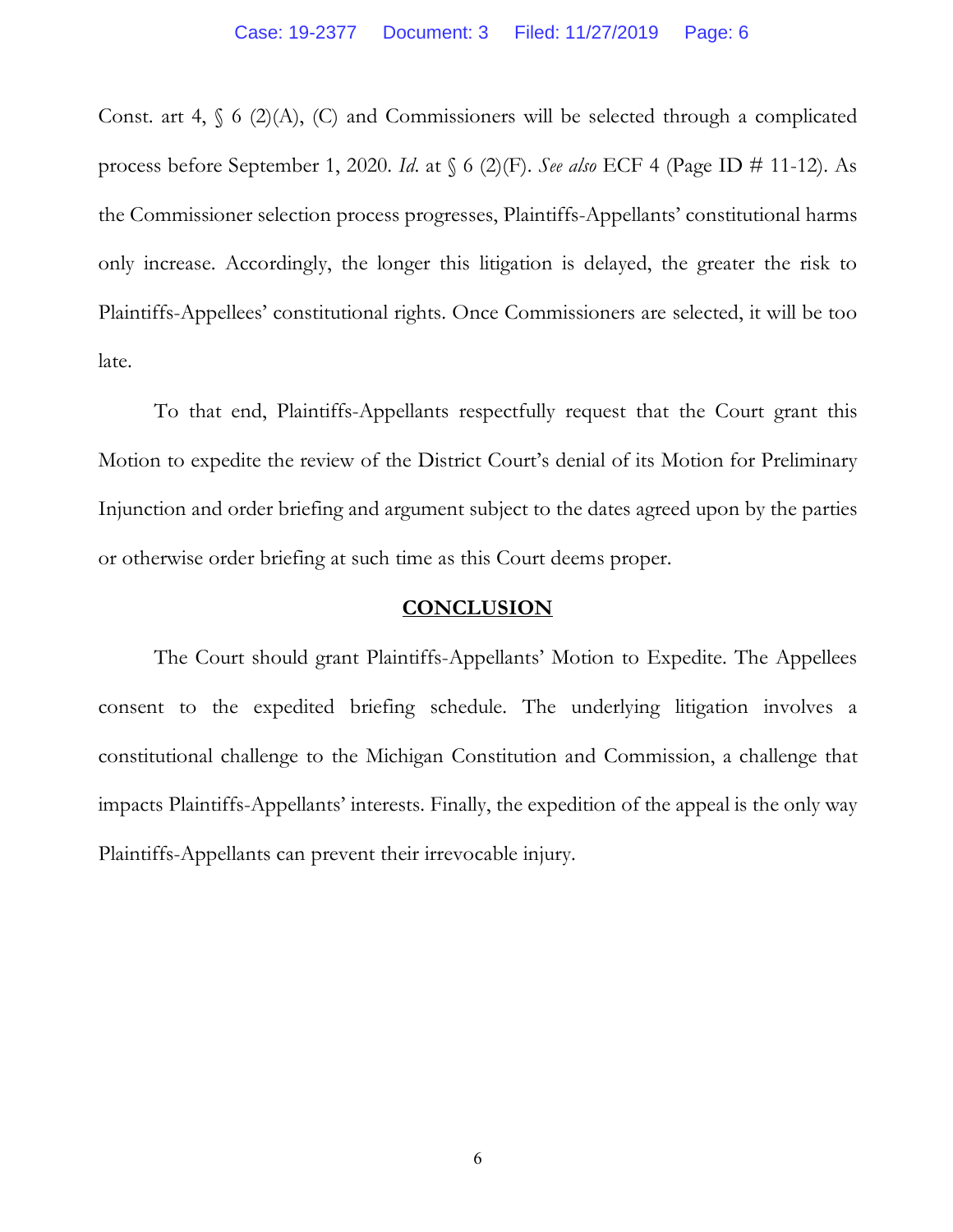Const. art 4, § 6 (2)(A), (C) and Commissioners will be selected through a complicated process before September 1, 2020. *Id.* at § 6 (2)(F). *See also* ECF 4 (Page ID # 11-12). As the Commissioner selection process progresses, Plaintiffs-Appellants' constitutional harms only increase. Accordingly, the longer this litigation is delayed, the greater the risk to Plaintiffs-Appellees' constitutional rights. Once Commissioners are selected, it will be too late.

To that end, Plaintiffs-Appellants respectfully request that the Court grant this Motion to expedite the review of the District Court's denial of its Motion for Preliminary Injunction and order briefing and argument subject to the dates agreed upon by the parties or otherwise order briefing at such time as this Court deems proper.

## CONCLUSION

The Court should grant Plaintiffs-Appellants' Motion to Expedite. The Appellees consent to the expedited briefing schedule. The underlying litigation involves a constitutional challenge to the Michigan Constitution and Commission, a challenge that impacts Plaintiffs-Appellants' interests. Finally, the expedition of the appeal is the only way Plaintiffs-Appellants can prevent their irrevocable injury.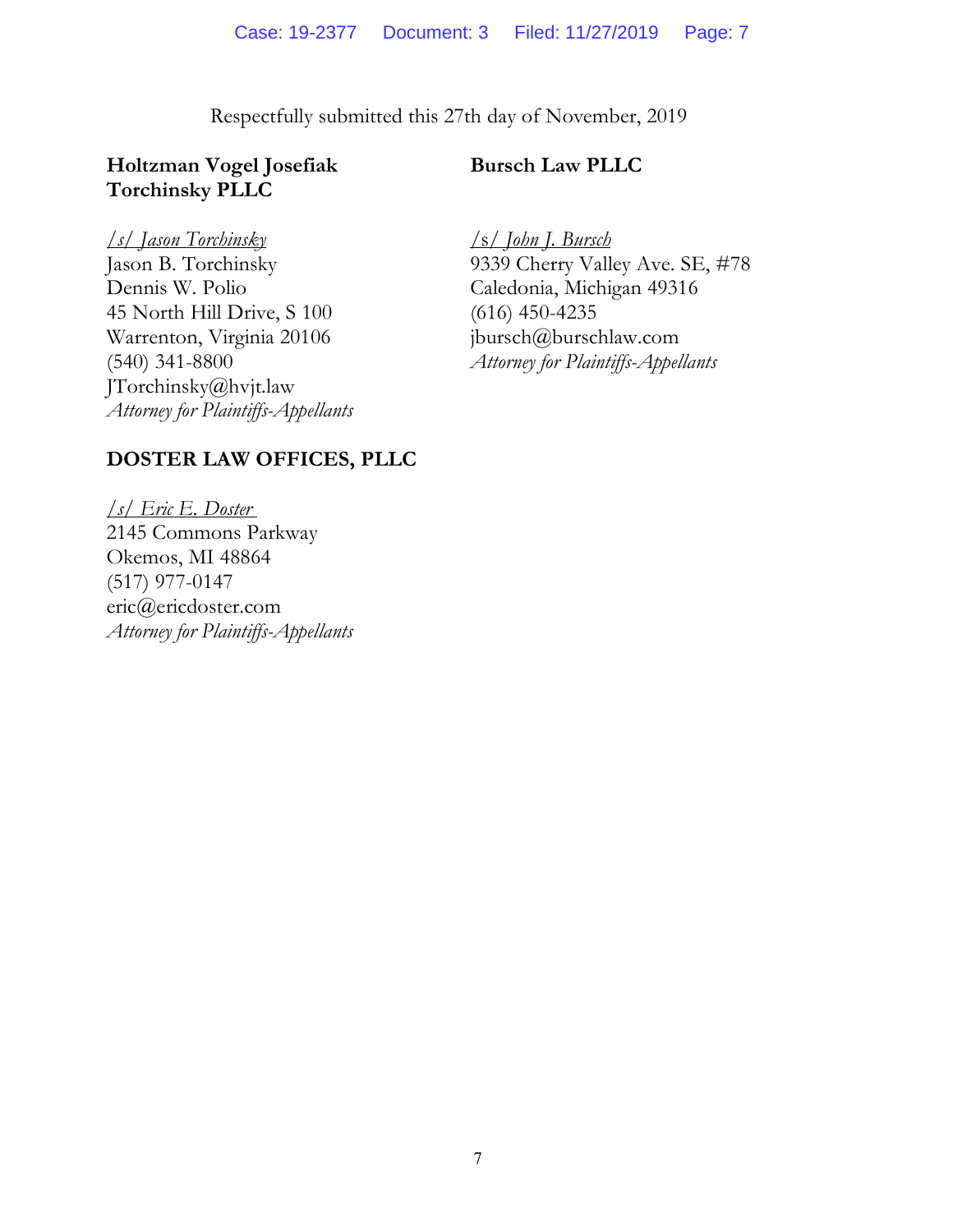Respectfully submitted this 27th day of November, 2019

**Holtzman Vogel Josefiak Torchinsky PLLC**

/s/ Jason Torchinsky
Jason B. Torchinsky
Dennis W. Polio
45 North Hill Drive, S 100
Warrenton, Virginia 20106
(540) 341-8800
JTorchinsky@hvjt.law
*Attorney for Plaintiffs-Appellants*

**Bursch Law PLLC**

/s/ John J. Bursch
9339 Cherry Valley Ave. SE, #78
Caledonia, Michigan 49316
(616) 450-4235
jbursch@burschlaw.com
*Attorney for Plaintiffs-Appellants*

**DOSTER LAW OFFICES, PLLC**

/s/ Eric E. Doster
2145 Commons Parkway
Okemos, MI 48864
(517) 977-0147
eric@ericdoster.com
*Attorney for Plaintiffs-Appellants*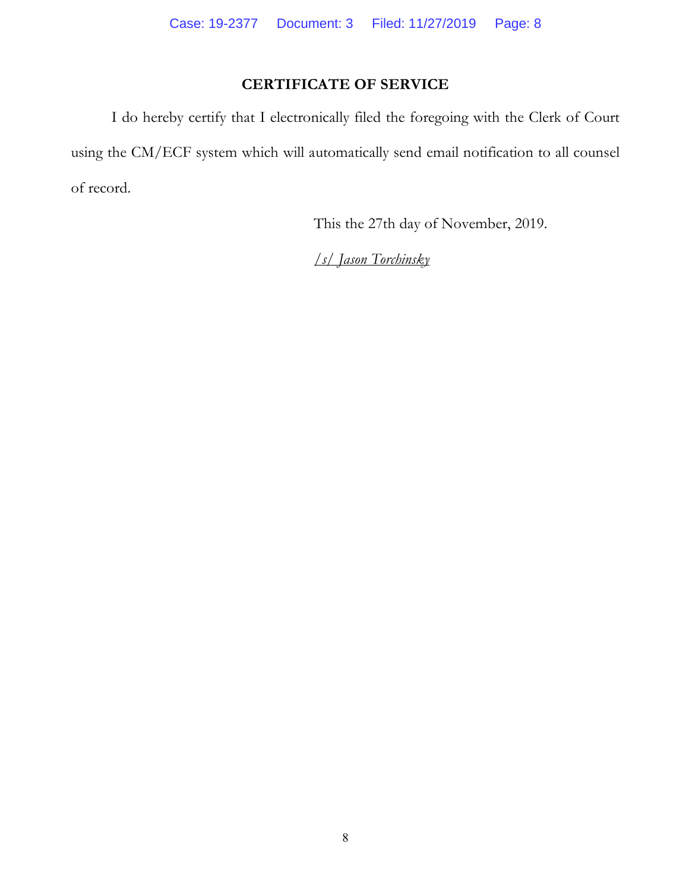## CERTIFICATE OF SERVICE

I do hereby certify that I electronically filed the foregoing with the Clerk of Court using the CM/ECF system which will automatically send email notification to all counsel of record.

This the 27th day of November, 2019.

*/s/ Jason Torchinsky*